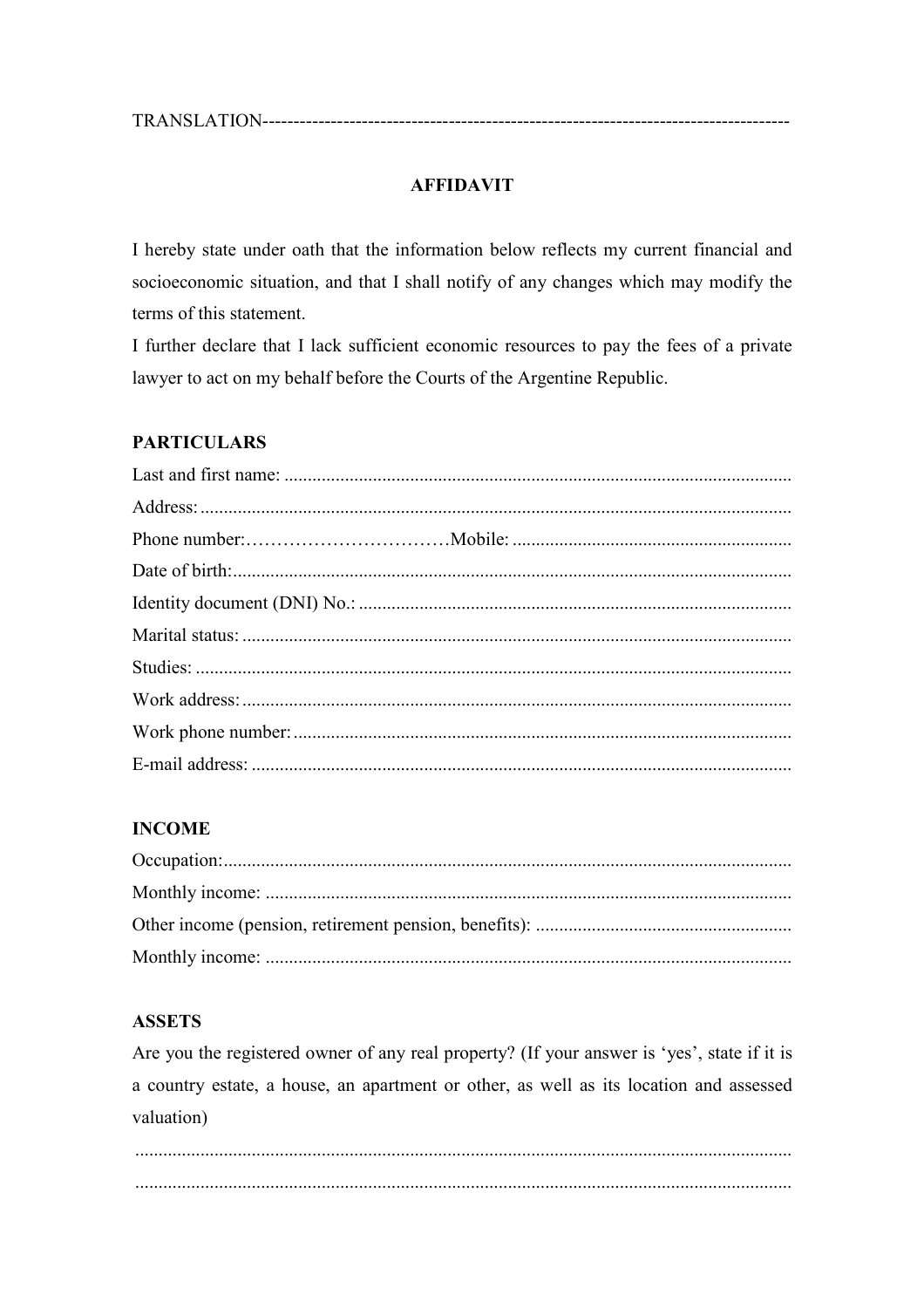TRANSLATION-----------------------------------------------------------------------------------

**AFFIDAVIT**

I hereby state under oath that the information below reflects my current financial and socioeconomic situation, and that I shall notify of any changes which may modify the terms of this statement.

I further declare that I lack sufficient economic resources to pay the fees of a private lawyer to act on my behalf before the Courts of the Argentine Republic.

**PARTICULARS**

Last and first name: ............................................................................................................

Address: ..............................................................................................................................

Phone number:……………………………Mobile: ...........................................................

Date of birth:........................................................................................................................

Identity document (DNI) No.: ............................................................................................

Marital status: .....................................................................................................................

Studies: ...............................................................................................................................

Work address: .....................................................................................................................

Work phone number: ..........................................................................................................

E-mail address: ...................................................................................................................

**INCOME**

Occupation:.........................................................................................................................

Monthly income: ................................................................................................................

Other income (pension, retirement pension, benefits): ......................................................

Monthly income: ................................................................................................................

**ASSETS**

Are you the registered owner of any real property? (If your answer is 'yes', state if it is a country estate, a house, an apartment or other, as well as its location and assessed valuation)

..........................................................................................................................................

..........................................................................................................................................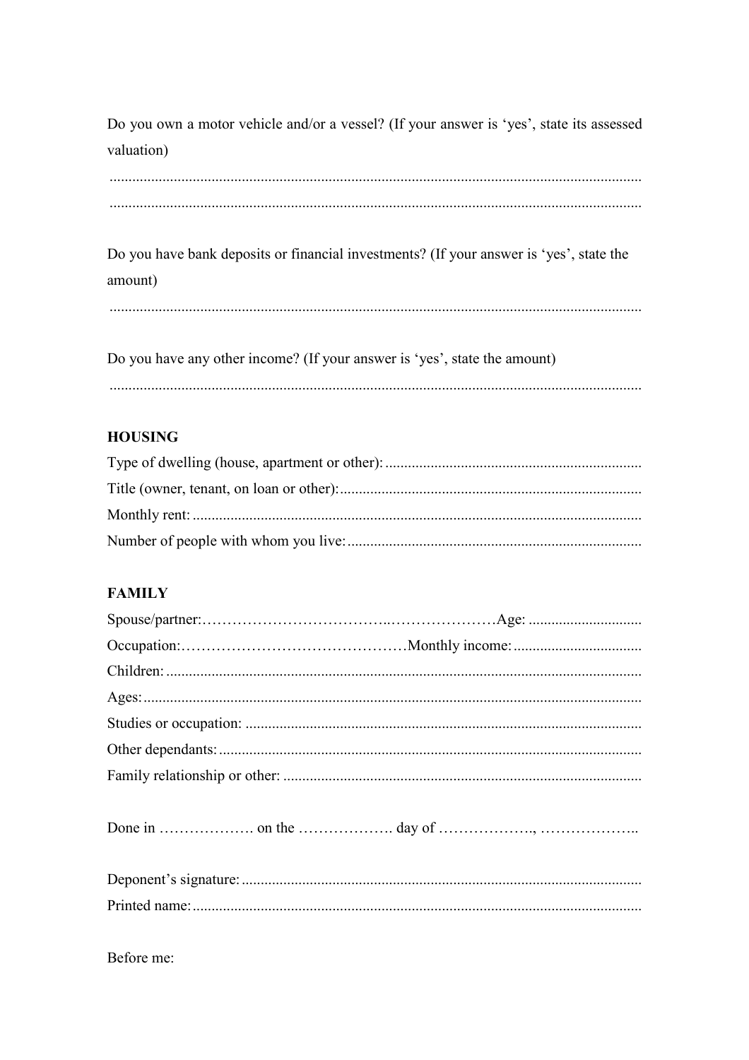Do you own a motor vehicle and/or a vessel? (If your answer is 'yes', state its assessed valuation)

..........................................................................................................................................

..........................................................................................................................................

Do you have bank deposits or financial investments? (If your answer is 'yes', state the amount)

..........................................................................................................................................

Do you have any other income? (If your answer is 'yes', state the amount)

..........................................................................................................................................

**HOUSING**

Type of dwelling (house, apartment or other): ...................................................................

Title (owner, tenant, on loan or other): ...............................................................................

Monthly rent: .......................................................................................................................

Number of people with whom you live: .............................................................................

**FAMILY**

Spouse/partner:……………………………….…………………Age: .............................

Occupation:………………………………………Monthly income: ..................................

Children: ..............................................................................................................................

Ages: ....................................................................................................................................

Studies or occupation: .........................................................................................................

Other dependants: ................................................................................................................

Family relationship or other: ...............................................................................................

Done in ………………. on the ………………. day of ………………., ………………..

Deponent's signature: ..........................................................................................................

Printed name: .......................................................................................................................

Before me: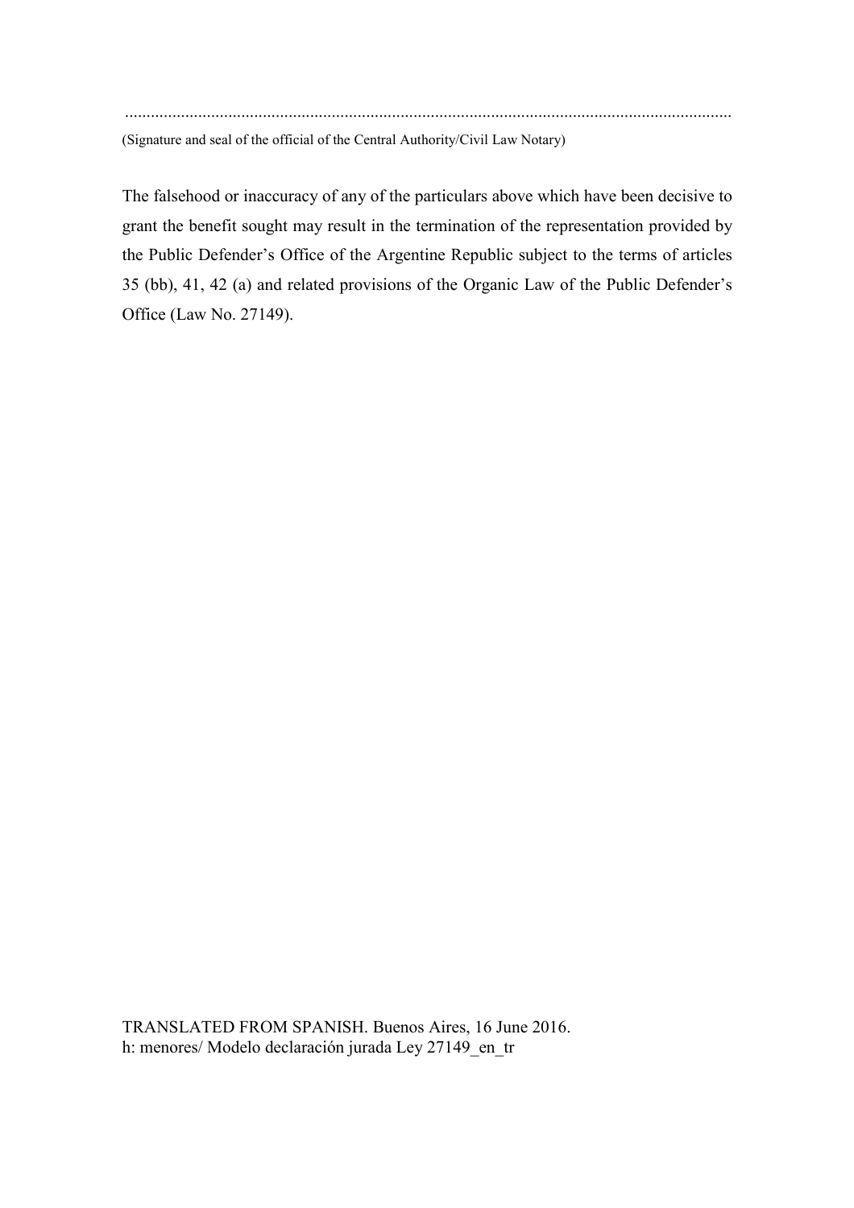..........................................................................................................................................

(Signature and seal of the official of the Central Authority/Civil Law Notary)

The falsehood or inaccuracy of any of the particulars above which have been decisive to grant the benefit sought may result in the termination of the representation provided by the Public Defender's Office of the Argentine Republic subject to the terms of articles 35 (bb), 41, 42 (a) and related provisions of the Organic Law of the Public Defender's Office (Law No. 27149).

TRANSLATED FROM SPANISH. Buenos Aires, 16 June 2016.
h: menores/ Modelo declaración jurada Ley 27149_en_tr